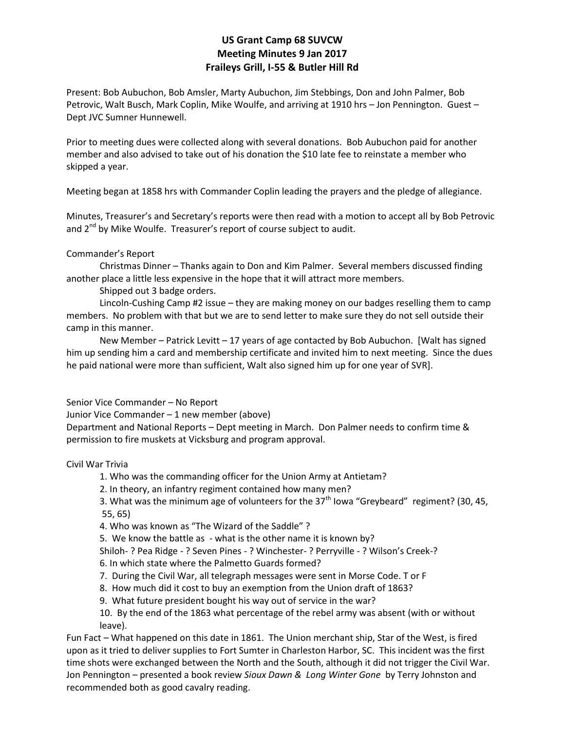# US Grant Camp 68 SUVCW
## Meeting Minutes 9 Jan 2017
## Fraileys Grill, I-55 & Butler Hill Rd

Present: Bob Aubuchon, Bob Amsler, Marty Aubuchon, Jim Stebbings, Don and John Palmer, Bob Petrovic, Walt Busch, Mark Coplin, Mike Woulfe, and arriving at 1910 hrs – Jon Pennington. Guest – Dept JVC Sumner Hunnewell.

Prior to meeting dues were collected along with several donations. Bob Aubuchon paid for another member and also advised to take out of his donation the $10 late fee to reinstate a member who skipped a year.

Meeting began at 1858 hrs with Commander Coplin leading the prayers and the pledge of allegiance.

Minutes, Treasurer's and Secretary's reports were then read with a motion to accept all by Bob Petrovic and 2nd by Mike Woulfe. Treasurer's report of course subject to audit.

Commander's Report

Christmas Dinner – Thanks again to Don and Kim Palmer. Several members discussed finding another place a little less expensive in the hope that it will attract more members.

Shipped out 3 badge orders.

Lincoln-Cushing Camp #2 issue – they are making money on our badges reselling them to camp members. No problem with that but we are to send letter to make sure they do not sell outside their camp in this manner.

New Member – Patrick Levitt – 17 years of age contacted by Bob Aubuchon. [Walt has signed him up sending him a card and membership certificate and invited him to next meeting. Since the dues he paid national were more than sufficient, Walt also signed him up for one year of SVR].

Senior Vice Commander – No Report

Junior Vice Commander – 1 new member (above)

Department and National Reports – Dept meeting in March. Don Palmer needs to confirm time & permission to fire muskets at Vicksburg and program approval.

Civil War Trivia

1. Who was the commanding officer for the Union Army at Antietam?
2. In theory, an infantry regiment contained how many men?
3. What was the minimum age of volunteers for the 37th Iowa "Greybeard" regiment? (30, 45, 55, 65)
4. Who was known as "The Wizard of the Saddle" ?
5. We know the battle as - what is the other name it is known by?
   Shiloh- ? Pea Ridge - ? Seven Pines - ? Winchester- ? Perryville - ? Wilson's Creek-?
6. In which state where the Palmetto Guards formed?
7. During the Civil War, all telegraph messages were sent in Morse Code. T or F
8. How much did it cost to buy an exemption from the Union draft of 1863?
9. What future president bought his way out of service in the war?
10. By the end of the 1863 what percentage of the rebel army was absent (with or without leave).

Fun Fact – What happened on this date in 1861. The Union merchant ship, Star of the West, is fired upon as it tried to deliver supplies to Fort Sumter in Charleston Harbor, SC. This incident was the first time shots were exchanged between the North and the South, although it did not trigger the Civil War.

Jon Pennington – presented a book review *Sioux Dawn & Long Winter Gone* by Terry Johnston and recommended both as good cavalry reading.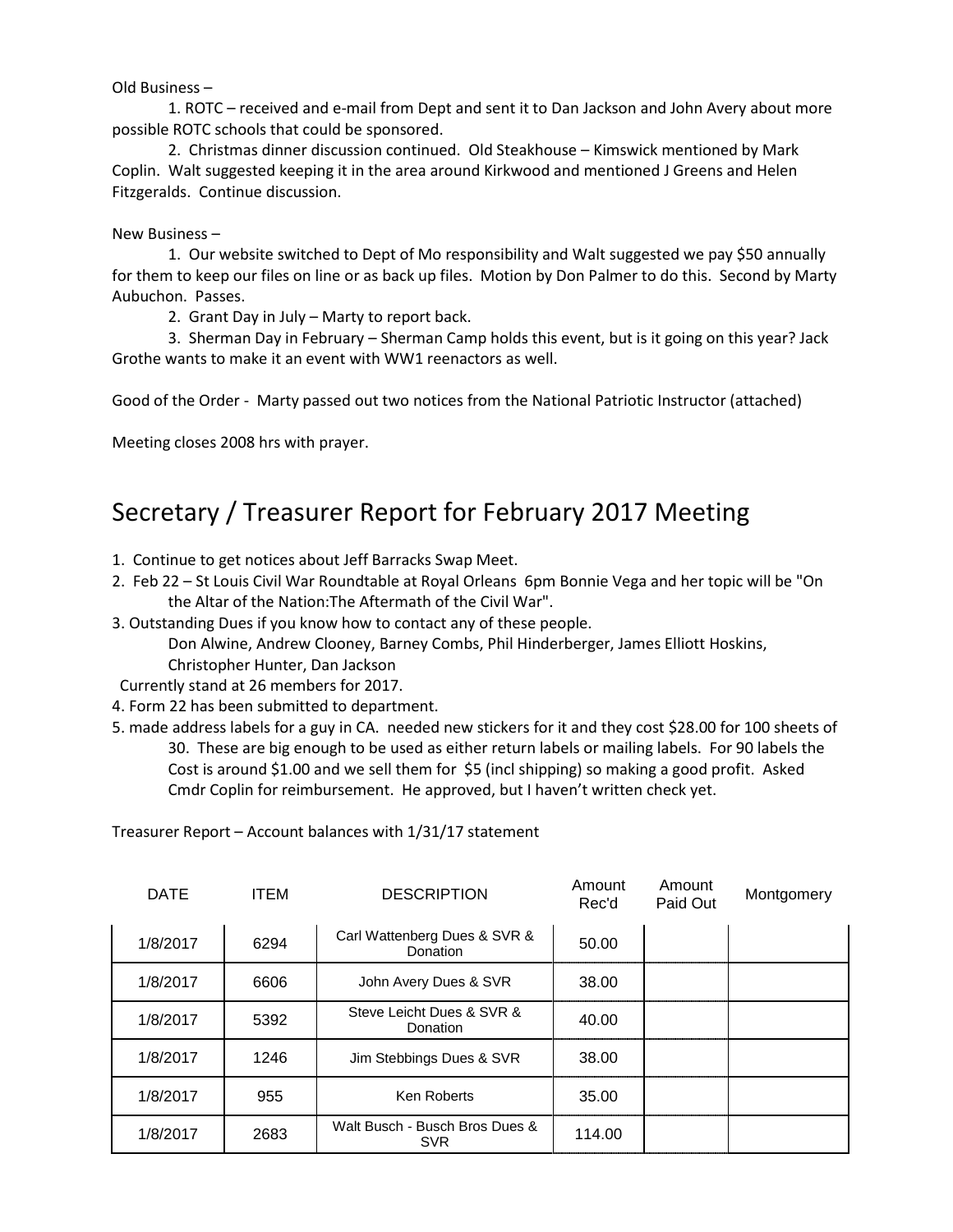Old Business –

1. ROTC – received and e-mail from Dept and sent it to Dan Jackson and John Avery about more possible ROTC schools that could be sponsored.

2. Christmas dinner discussion continued. Old Steakhouse – Kimswick mentioned by Mark Coplin. Walt suggested keeping it in the area around Kirkwood and mentioned J Greens and Helen Fitzgeralds. Continue discussion.

New Business –

1. Our website switched to Dept of Mo responsibility and Walt suggested we pay $50 annually for them to keep our files on line or as back up files. Motion by Don Palmer to do this. Second by Marty Aubuchon. Passes.

2. Grant Day in July – Marty to report back.

3. Sherman Day in February – Sherman Camp holds this event, but is it going on this year? Jack Grothe wants to make it an event with WW1 reenactors as well.

Good of the Order - Marty passed out two notices from the National Patriotic Instructor (attached)

Meeting closes 2008 hrs with prayer.

# Secretary / Treasurer Report for February 2017 Meeting

1. Continue to get notices about Jeff Barracks Swap Meet.
2. Feb 22 – St Louis Civil War Roundtable at Royal Orleans 6pm Bonnie Vega and her topic will be "On the Altar of the Nation:The Aftermath of the Civil War".
3. Outstanding Dues if you know how to contact any of these people.
   Don Alwine, Andrew Clooney, Barney Combs, Phil Hinderberger, James Elliott Hoskins, Christopher Hunter, Dan Jackson

   Currently stand at 26 members for 2017.
4. Form 22 has been submitted to department.
5. made address labels for a guy in CA. needed new stickers for it and they cost $28.00 for 100 sheets of 30. These are big enough to be used as either return labels or mailing labels. For 90 labels the Cost is around $1.00 and we sell them for $5 (incl shipping) so making a good profit. Asked Cmdr Coplin for reimbursement. He approved, but I haven't written check yet.

Treasurer Report – Account balances with 1/31/17 statement

| DATE | ITEM | DESCRIPTION | Amount Rec'd | Amount Paid Out | Montgomery |
|---|---|---|---|---|---|
| 1/8/2017 | 6294 | Carl Wattenberg Dues & SVR & Donation | 50.00 | | |
| 1/8/2017 | 6606 | John Avery Dues & SVR | 38.00 | | |
| 1/8/2017 | 5392 | Steve Leicht Dues & SVR & Donation | 40.00 | | |
| 1/8/2017 | 1246 | Jim Stebbings Dues & SVR | 38.00 | | |
| 1/8/2017 | 955 | Ken Roberts | 35.00 | | |
| 1/8/2017 | 2683 | Walt Busch - Busch Bros Dues & SVR | 114.00 | | |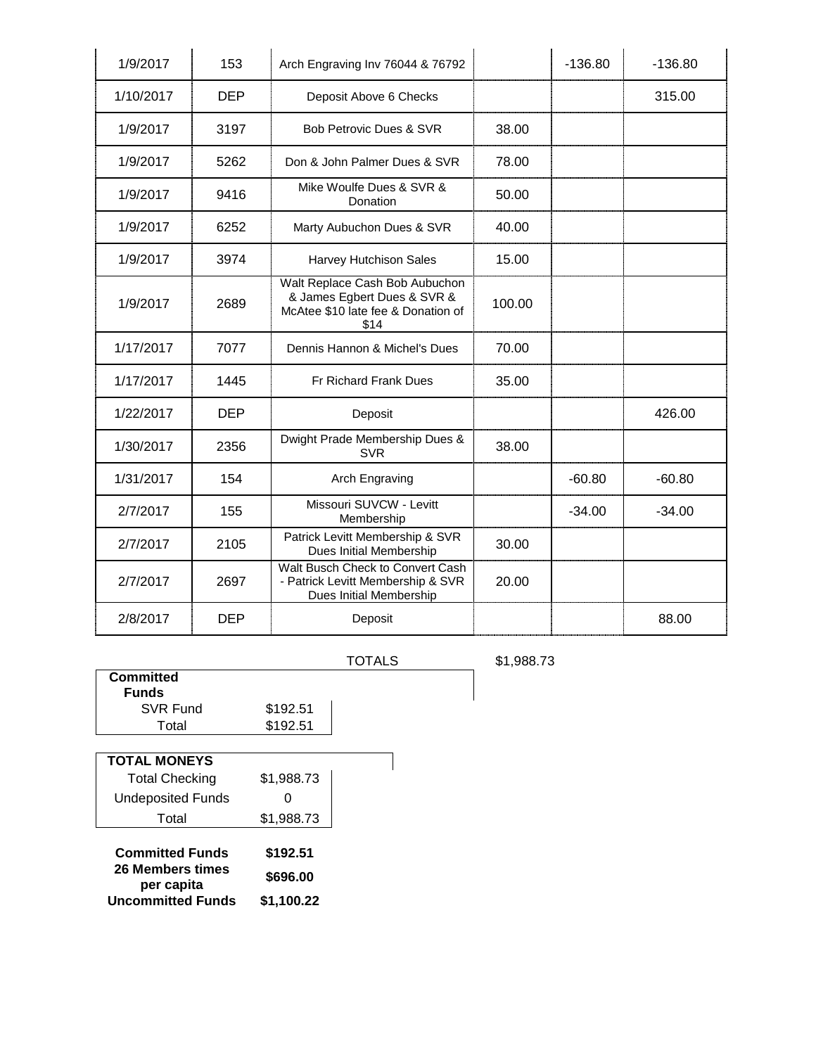| | | | | | |
|---|---|---|---|---|---|
| 1/9/2017 | 153 | Arch Engraving Inv 76044 & 76792 | | -136.80 | -136.80 |
| 1/10/2017 | DEP | Deposit Above 6 Checks | | | 315.00 |
| 1/9/2017 | 3197 | Bob Petrovic Dues & SVR | 38.00 | | |
| 1/9/2017 | 5262 | Don & John Palmer Dues & SVR | 78.00 | | |
| 1/9/2017 | 9416 | Mike Woulfe Dues & SVR & Donation | 50.00 | | |
| 1/9/2017 | 6252 | Marty Aubuchon Dues & SVR | 40.00 | | |
| 1/9/2017 | 3974 | Harvey Hutchison Sales | 15.00 | | |
| 1/9/2017 | 2689 | Walt Replace Cash Bob Aubuchon & James Egbert Dues & SVR & McAtee $10 late fee & Donation of $14 | 100.00 | | |
| 1/17/2017 | 7077 | Dennis Hannon & Michel's Dues | 70.00 | | |
| 1/17/2017 | 1445 | Fr Richard Frank Dues | 35.00 | | |
| 1/22/2017 | DEP | Deposit | | | 426.00 |
| 1/30/2017 | 2356 | Dwight Prade Membership Dues & SVR | 38.00 | | |
| 1/31/2017 | 154 | Arch Engraving | | -60.80 | -60.80 |
| 2/7/2017 | 155 | Missouri SUVCW - Levitt Membership | | -34.00 | -34.00 |
| 2/7/2017 | 2105 | Patrick Levitt Membership & SVR Dues Initial Membership | 30.00 | | |
| 2/7/2017 | 2697 | Walt Busch Check to Convert Cash - Patrick Levitt Membership & SVR Dues Initial Membership | 20.00 | | |
| 2/8/2017 | DEP | Deposit | | | 88.00 |

TOTALS $1,988.73

| Committed Funds | |
|---|---|
| SVR Fund | $192.51 |
| Total | $192.51 |

| TOTAL MONEYS | |
|---|---|
| Total Checking | $1,988.73 |
| Undeposited Funds | 0 |
| Total | $1,988.73 |

| | |
|---|---|
| **Committed Funds** | **$192.51** |
| **26 Members times per capita** | **$696.00** |
| **Uncommitted Funds** | **$1,100.22** |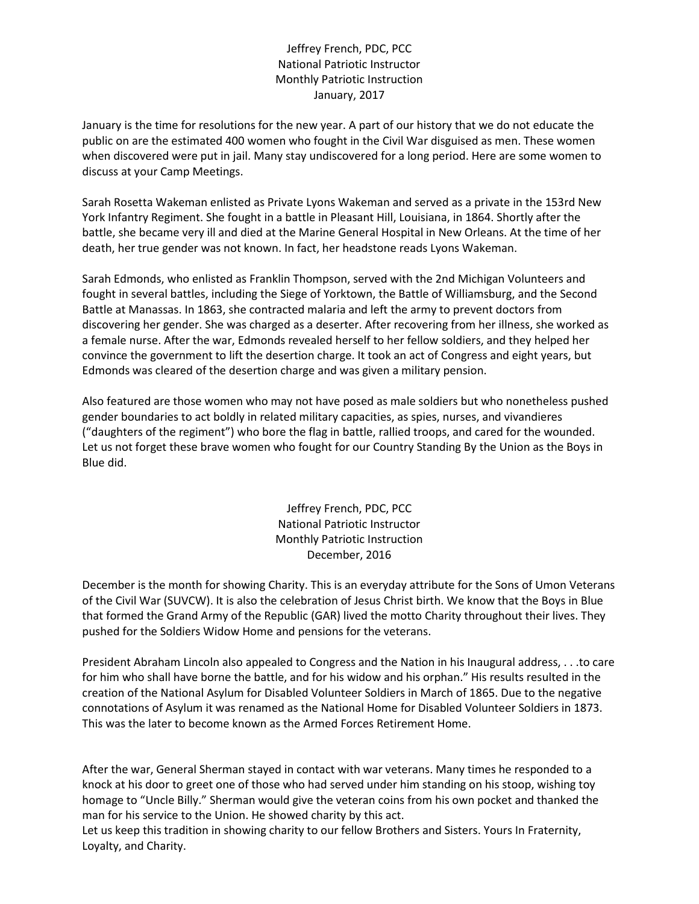Jeffrey French, PDC, PCC
National Patriotic Instructor
Monthly Patriotic Instruction
January, 2017

January is the time for resolutions for the new year. A part of our history that we do not educate the public on are the estimated 400 women who fought in the Civil War disguised as men. These women when discovered were put in jail. Many stay undiscovered for a long period. Here are some women to discuss at your Camp Meetings.

Sarah Rosetta Wakeman enlisted as Private Lyons Wakeman and served as a private in the 153rd New York Infantry Regiment. She fought in a battle in Pleasant Hill, Louisiana, in 1864. Shortly after the battle, she became very ill and died at the Marine General Hospital in New Orleans. At the time of her death, her true gender was not known. In fact, her headstone reads Lyons Wakeman.

Sarah Edmonds, who enlisted as Franklin Thompson, served with the 2nd Michigan Volunteers and fought in several battles, including the Siege of Yorktown, the Battle of Williamsburg, and the Second Battle at Manassas. In 1863, she contracted malaria and left the army to prevent doctors from discovering her gender. She was charged as a deserter. After recovering from her illness, she worked as a female nurse. After the war, Edmonds revealed herself to her fellow soldiers, and they helped her convince the government to lift the desertion charge. It took an act of Congress and eight years, but Edmonds was cleared of the desertion charge and was given a military pension.

Also featured are those women who may not have posed as male soldiers but who nonetheless pushed gender boundaries to act boldly in related military capacities, as spies, nurses, and vivandieres ("daughters of the regiment") who bore the flag in battle, rallied troops, and cared for the wounded. Let us not forget these brave women who fought for our Country Standing By the Union as the Boys in Blue did.

Jeffrey French, PDC, PCC
National Patriotic Instructor
Monthly Patriotic Instruction
December, 2016

December is the month for showing Charity. This is an everyday attribute for the Sons of Umon Veterans of the Civil War (SUVCW). It is also the celebration of Jesus Christ birth. We know that the Boys in Blue that formed the Grand Army of the Republic (GAR) lived the motto Charity throughout their lives. They pushed for the Soldiers Widow Home and pensions for the veterans.

President Abraham Lincoln also appealed to Congress and the Nation in his Inaugural address, . . .to care for him who shall have borne the battle, and for his widow and his orphan." His results resulted in the creation of the National Asylum for Disabled Volunteer Soldiers in March of 1865. Due to the negative connotations of Asylum it was renamed as the National Home for Disabled Volunteer Soldiers in 1873. This was the later to become known as the Armed Forces Retirement Home.

After the war, General Sherman stayed in contact with war veterans. Many times he responded to a knock at his door to greet one of those who had served under him standing on his stoop, wishing toy homage to "Uncle Billy." Sherman would give the veteran coins from his own pocket and thanked the man for his service to the Union. He showed charity by this act.
Let us keep this tradition in showing charity to our fellow Brothers and Sisters. Yours In Fraternity, Loyalty, and Charity.